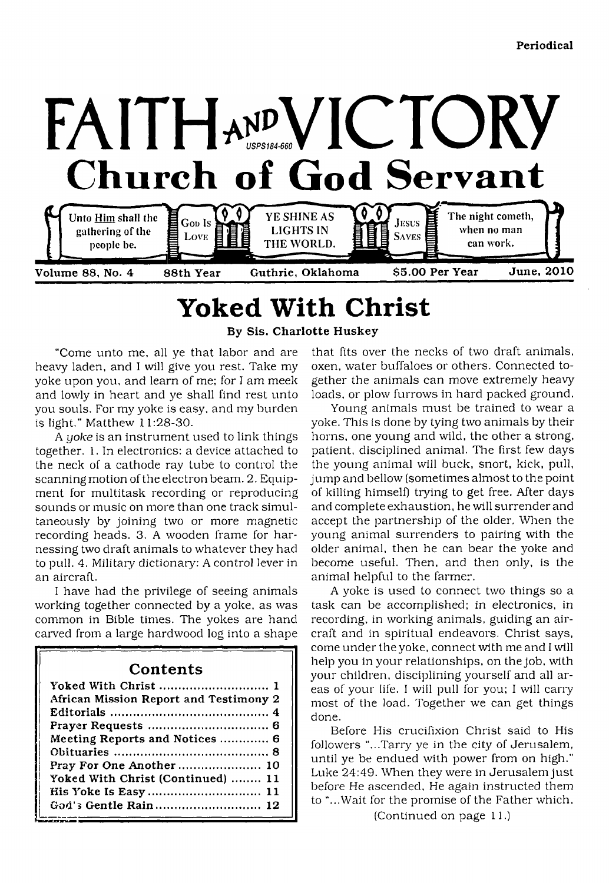Periodical

# FAITH AND VICTORY

USPS184-660

## Church of God Servant

Unto Him shall the gathering of the people be. | God Is Love | YE SHINE AS LIGHTS IN THE WORLD. | Jesus Saves | The night cometh, when no man can work.

Volume 88, No. 4 — 88th Year — Guthrie, Oklahoma — $5.00 Per Year — June, 2010

# Yoked With Christ

**By Sis. Charlotte Huskey**

"Come unto me, all ye that labor and are heavy laden, and I will give you rest. Take my yoke upon you, and learn of me; for I am meek and lowly in heart and ye shall find rest unto you souls. For my yoke is easy, and my burden is light." Matthew 11:28-30.

A *yoke* is an instrument used to link things together. 1. In electronics: a device attached to the neck of a cathode ray tube to control the scanning motion of the electron beam. 2. Equipment for multitask recording or reproducing sounds or music on more than one track simultaneously by joining two or more magnetic recording heads. 3. A wooden frame for harnessing two draft animals to whatever they had to pull. 4. Military dictionary: A control lever in an aircraft.

I have had the privilege of seeing animals working together connected by a yoke, as was common in Bible times. The yokes are hand carved from a large hardwood log into a shape that fits over the necks of two draft animals, oxen, water buffaloes or others. Connected together the animals can move extremely heavy loads, or plow furrows in hard packed ground.

Young animals must be trained to wear a yoke. This is done by tying two animals by their horns, one young and wild, the other a strong, patient, disciplined animal. The first few days the young animal will buck, snort, kick, pull, jump and bellow (sometimes almost to the point of killing himself) trying to get free. After days and complete exhaustion, he will surrender and accept the partnership of the older. When the young animal surrenders to pairing with the older animal, then he can bear the yoke and become useful. Then, and then only, is the animal helpful to the farmer.

A yoke is used to connect two things so a task can be accomplished; in electronics, in recording, in working animals, guiding an aircraft and in spiritual endeavors. Christ says, come under the yoke, connect with me and I will help you in your relationships, on the job, with your children, disciplining yourself and all areas of your life. I will pull for you; I will carry most of the load. Together we can get things done.

Before His crucifixion Christ said to His followers "...Tarry ye in the city of Jerusalem, until ye be endued with power from on high." Luke 24:49. When they were in Jerusalem just before He ascended, He again instructed them to "...Wait for the promise of the Father which,

(Continued on page 11.)

| Contents | |
|---|---|
| Yoked With Christ | 1 |
| African Mission Report and Testimony | 2 |
| Editorials | 4 |
| Prayer Requests | 6 |
| Meeting Reports and Notices | 6 |
| Obituaries | 8 |
| Pray For One Another | 10 |
| Yoked With Christ (Continued) | 11 |
| His Yoke Is Easy | 11 |
| God's Gentle Rain | 12 |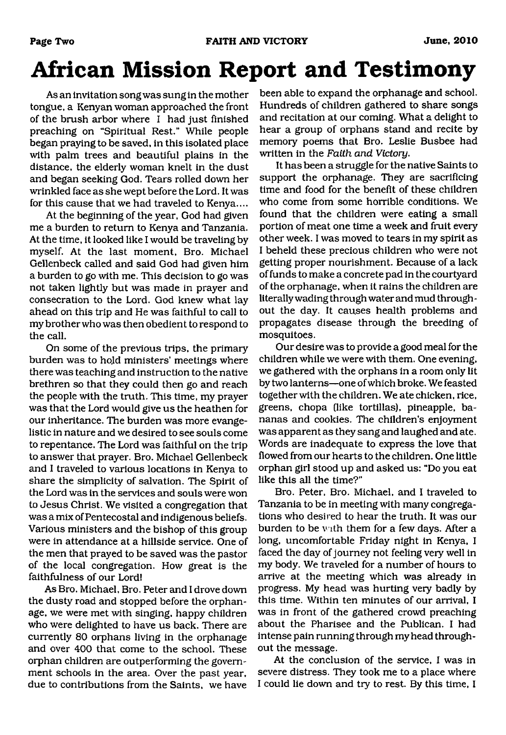# African Mission Report and Testimony

As an invitation song was sung in the mother tongue, a Kenyan woman approached the front of the brush arbor where I had just finished preaching on "Spiritual Rest." While people began praying to be saved, in this isolated place with palm trees and beautiful plains in the distance, the elderly woman knelt in the dust and began seeking God. Tears rolled down her wrinkled face as she wept before the Lord. It was for this cause that we had traveled to Kenya....

At the beginning of the year, God had given me a burden to return to Kenya and Tanzania. At the time, it looked like I would be traveling by myself. At the last moment, Bro. Michael Gellenbeck called and said God had given him a burden to go with me. This decision to go was not taken lightly but was made in prayer and consecration to the Lord. God knew what lay ahead on this trip and He was faithful to call to my brother who was then obedient to respond to the call.

On some of the previous trips, the primary burden was to hold ministers' meetings where there was teaching and instruction to the native brethren so that they could then go and reach the people with the truth. This time, my prayer was that the Lord would give us the heathen for our inheritance. The burden was more evangelistic in nature and we desired to see souls come to repentance. The Lord was faithful on the trip to answer that prayer. Bro. Michael Gellenbeck and I traveled to various locations in Kenya to share the simplicity of salvation. The Spirit of the Lord was in the services and souls were won to Jesus Christ. We visited a congregation that was a mix of Pentecostal and indigenous beliefs. Various ministers and the bishop of this group were in attendance at a hillside service. One of the men that prayed to be saved was the pastor of the local congregation. How great is the faithfulness of our Lord!

As Bro. Michael, Bro. Peter and I drove down the dusty road and stopped before the orphanage, we were met with singing, happy children who were delighted to have us back. There are currently 80 orphans living in the orphanage and over 400 that come to the school. These orphan children are outperforming the government schools in the area. Over the past year, due to contributions from the Saints, we have been able to expand the orphanage and school. Hundreds of children gathered to share songs and recitation at our coming. What a delight to hear a group of orphans stand and recite by memory poems that Bro. Leslie Busbee had written in the *Faith and Victory*.

It has been a struggle for the native Saints to support the orphanage. They are sacrificing time and food for the benefit of these children who come from some horrible conditions. We found that the children were eating a small portion of meat one time a week and fruit every other week. I was moved to tears in my spirit as I beheld these precious children who were not getting proper nourishment. Because of a lack of funds to make a concrete pad in the courtyard of the orphanage, when it rains the children are literally wading through water and mud throughout the day. It causes health problems and propagates disease through the breeding of mosquitoes.

Our desire was to provide a good meal for the children while we were with them. One evening, we gathered with the orphans in a room only lit by two lanterns—one of which broke. We feasted together with the children. We ate chicken, rice, greens, chopa (like tortillas), pineapple, bananas and cookies. The children's enjoyment was apparent as they sang and laughed and ate. Words are inadequate to express the love that flowed from our hearts to the children. One little orphan girl stood up and asked us: "Do you eat like this all the time?"

Bro. Peter, Bro. Michael, and I traveled to Tanzania to be in meeting with many congregations who desired to hear the truth. It was our burden to be with them for a few days. After a long, uncomfortable Friday night in Kenya, I faced the day of journey not feeling very well in my body. We traveled for a number of hours to arrive at the meeting which was already in progress. My head was hurting very badly by this time. Within ten minutes of our arrival, I was in front of the gathered crowd preaching about the Pharisee and the Publican. I had intense pain running through my head throughout the message.

At the conclusion of the service, I was in severe distress. They took me to a place where I could lie down and try to rest. By this time, I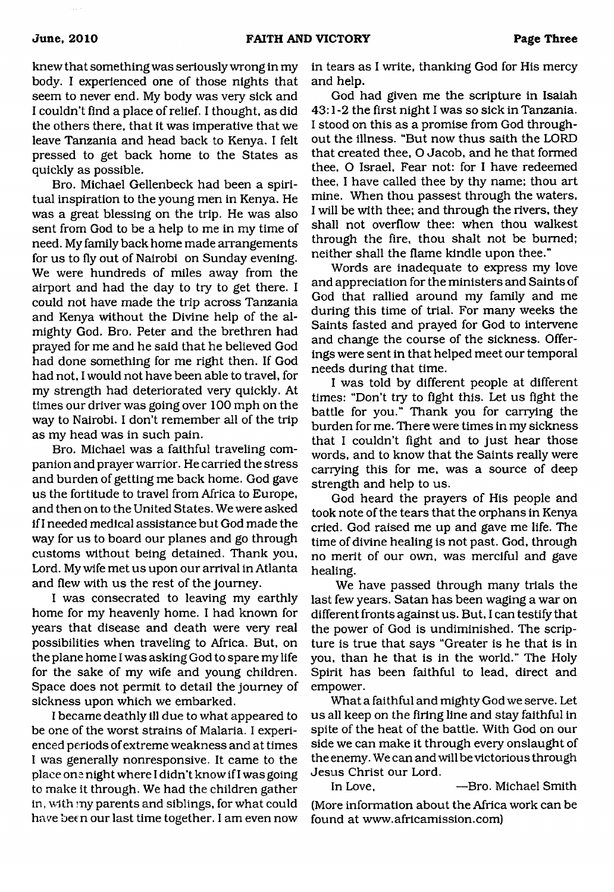knew that something was seriously wrong in my body. I experienced one of those nights that seem to never end. My body was very sick and I couldn't find a place of relief. I thought, as did the others there, that it was imperative that we leave Tanzania and head back to Kenya. I felt pressed to get back home to the States as quickly as possible.

Bro. Michael Gellenbeck had been a spiritual inspiration to the young men in Kenya. He was a great blessing on the trip. He was also sent from God to be a help to me in my time of need. My family back home made arrangements for us to fly out of Nairobi on Sunday evening. We were hundreds of miles away from the airport and had the day to try to get there. I could not have made the trip across Tanzania and Kenya without the Divine help of the almighty God. Bro. Peter and the brethren had prayed for me and he said that he believed God had done something for me right then. If God had not, I would not have been able to travel, for my strength had deteriorated very quickly. At times our driver was going over 100 mph on the way to Nairobi. I don't remember all of the trip as my head was in such pain.

Bro. Michael was a faithful traveling companion and prayer warrior. He carried the stress and burden of getting me back home. God gave us the fortitude to travel from Africa to Europe, and then on to the United States. We were asked if I needed medical assistance but God made the way for us to board our planes and go through customs without being detained. Thank you, Lord. My wife met us upon our arrival in Atlanta and flew with us the rest of the journey.

I was consecrated to leaving my earthly home for my heavenly home. I had known for years that disease and death were very real possibilities when traveling to Africa. But, on the plane home I was asking God to spare my life for the sake of my wife and young children. Space does not permit to detail the journey of sickness upon which we embarked.

I became deathly ill due to what appeared to be one of the worst strains of Malaria. I experienced periods of extreme weakness and at times I was generally nonresponsive. It came to the place one night where I didn't know if I was going to make it through. We had the children gather in, with my parents and siblings, for what could have been our last time together. I am even now in tears as I write, thanking God for His mercy and help.

God had given me the scripture in Isaiah 43:1-2 the first night I was so sick in Tanzania. I stood on this as a promise from God throughout the illness. "But now thus saith the LORD that created thee, O Jacob, and he that formed thee, O Israel, Fear not: for I have redeemed thee, I have called thee by thy name; thou art mine. When thou passest through the waters, I will be with thee; and through the rivers, they shall not overflow thee: when thou walkest through the fire, thou shalt not be burned; neither shall the flame kindle upon thee."

Words are inadequate to express my love and appreciation for the ministers and Saints of God that rallied around my family and me during this time of trial. For many weeks the Saints fasted and prayed for God to intervene and change the course of the sickness. Offerings were sent in that helped meet our temporal needs during that time.

I was told by different people at different times: "Don't try to fight this. Let us fight the battle for you." Thank you for carrying the burden for me. There were times in my sickness that I couldn't fight and to just hear those words, and to know that the Saints really were carrying this for me, was a source of deep strength and help to us.

God heard the prayers of His people and took note of the tears that the orphans in Kenya cried. God raised me up and gave me life. The time of divine healing is not past. God, through no merit of our own, was merciful and gave healing.

We have passed through many trials the last few years. Satan has been waging a war on different fronts against us. But, I can testify that the power of God is undiminished. The scripture is true that says "Greater is he that is in you, than he that is in the world." The Holy Spirit has been faithful to lead, direct and empower.

What a faithful and mighty God we serve. Let us all keep on the firing line and stay faithful in spite of the heat of the battle. With God on our side we can make it through every onslaught of the enemy. We can and will be victorious through Jesus Christ our Lord.

In Love, —Bro. Michael Smith

(More information about the Africa work can be found at www.africamission.com)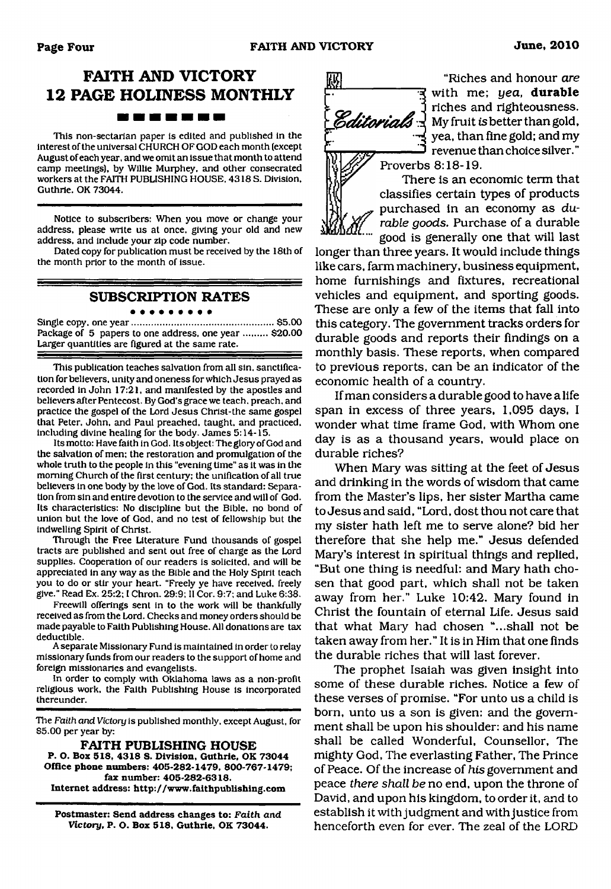# FAITH AND VICTORY 12 PAGE HOLINESS MONTHLY

This non-sectarian paper is edited and published in the interest of the universal CHURCH OF GOD each month (except August of each year, and we omit an issue that month to attend camp meetings), by Willie Murphey, and other consecrated workers at the FAITH PUBLISHING HOUSE, 4318 S. Division, Guthrie, OK 73044.

Notice to subscribers: When you move or change your address, please write us at once, giving your old and new address, and include your zip code number.

Dated copy for publication must be received by the 18th of the month prior to the month of issue.

## SUBSCRIPTION RATES

Single copy, one year .................................................. $5.00
Package of 5 papers to one address, one year ......... $20.00
Larger quantities are figured at the same rate.

This publication teaches salvation from all sin, sanctification for believers, unity and oneness for which Jesus prayed as recorded in John 17:21, and manifested by the apostles and believers after Pentecost. By God's grace we teach, preach, and practice the gospel of the Lord Jesus Christ-the same gospel that Peter, John, and Paul preached, taught, and practiced, including divine healing for the body. James 5:14-15.

Its motto: Have faith in God. Its object: The glory of God and the salvation of men; the restoration and promulgation of the whole truth to the people in this "evening time" as it was in the morning Church of the first century; the unification of all true believers in one body by the love of God. Its standard: Separation from sin and entire devotion to the service and will of God. Its characteristics: No discipline but the Bible, no bond of union but the love of God, and no test of fellowship but the indwelling Spirit of Christ.

Through the Free Literature Fund thousands of gospel tracts are published and sent out free of charge as the Lord supplies. Cooperation of our readers is solicited, and will be appreciated in any way as the Bible and the Holy Spirit teach you to do or stir your heart. "Freely ye have received, freely give." Read Ex. 25:2; I Chron. 29:9; II Cor. 9:7; and Luke 6:38.

Freewill offerings sent in to the work will be thankfully received as from the Lord. Checks and money orders should be made payable to Faith Publishing House. All donations are tax deductible.

A separate Missionary Fund is maintained in order to relay missionary funds from our readers to the support of home and foreign missionaries and evangelists.

In order to comply with Oklahoma laws as a non-profit religious work, the Faith Publishing House is incorporated thereunder.

The *Faith and Victory* is published monthly, except August, for $5.00 per year by:

**FAITH PUBLISHING HOUSE**
**P. O. Box 518, 4318 S. Division, Guthrie, OK 73044**
**Office phone numbers: 405-282-1479, 800-767-1479; fax number: 405-282-6318.**
**Internet address: http://www.faithpublishing.com**

**Postmaster: Send address changes to: *Faith and Victory*, P. O. Box 518, Guthrie, OK 73044.**

## Editorials

"Riches and honour *are* with me; *yea*, **durable** riches and righteousness. My fruit *is* better than gold, yea, than fine gold; and my revenue than choice silver." Proverbs 8:18-19.

There is an economic term that classifies certain types of products purchased in an economy as *durable goods.* Purchase of a durable good is generally one that will last longer than three years. It would include things like cars, farm machinery, business equipment, home furnishings and fixtures, recreational vehicles and equipment, and sporting goods. These are only a few of the items that fall into this category. The government tracks orders for durable goods and reports their findings on a monthly basis. These reports, when compared to previous reports, can be an indicator of the economic health of a country.

If man considers a durable good to have a life span in excess of three years, 1,095 days, I wonder what time frame God, with Whom one day is as a thousand years, would place on durable riches?

When Mary was sitting at the feet of Jesus and drinking in the words of wisdom that came from the Master's lips, her sister Martha came to Jesus and said, "Lord, dost thou not care that my sister hath left me to serve alone? bid her therefore that she help me." Jesus defended Mary's interest in spiritual things and replied, "But one thing is needful: and Mary hath chosen that good part, which shall not be taken away from her." Luke 10:42. Mary found in Christ the fountain of eternal Life. Jesus said that what Mary had chosen "...shall not be taken away from her." It is in Him that one finds the durable riches that will last forever.

The prophet Isaiah was given insight into some of these durable riches. Notice a few of these verses of promise. "For unto us a child is born, unto us a son is given: and the government shall be upon his shoulder: and his name shall be called Wonderful, Counsellor, The mighty God, The everlasting Father, The Prince of Peace. Of the increase of *his* government and peace *there shall be* no end, upon the throne of David, and upon his kingdom, to order it, and to establish it with judgment and with justice from henceforth even for ever. The zeal of the LORD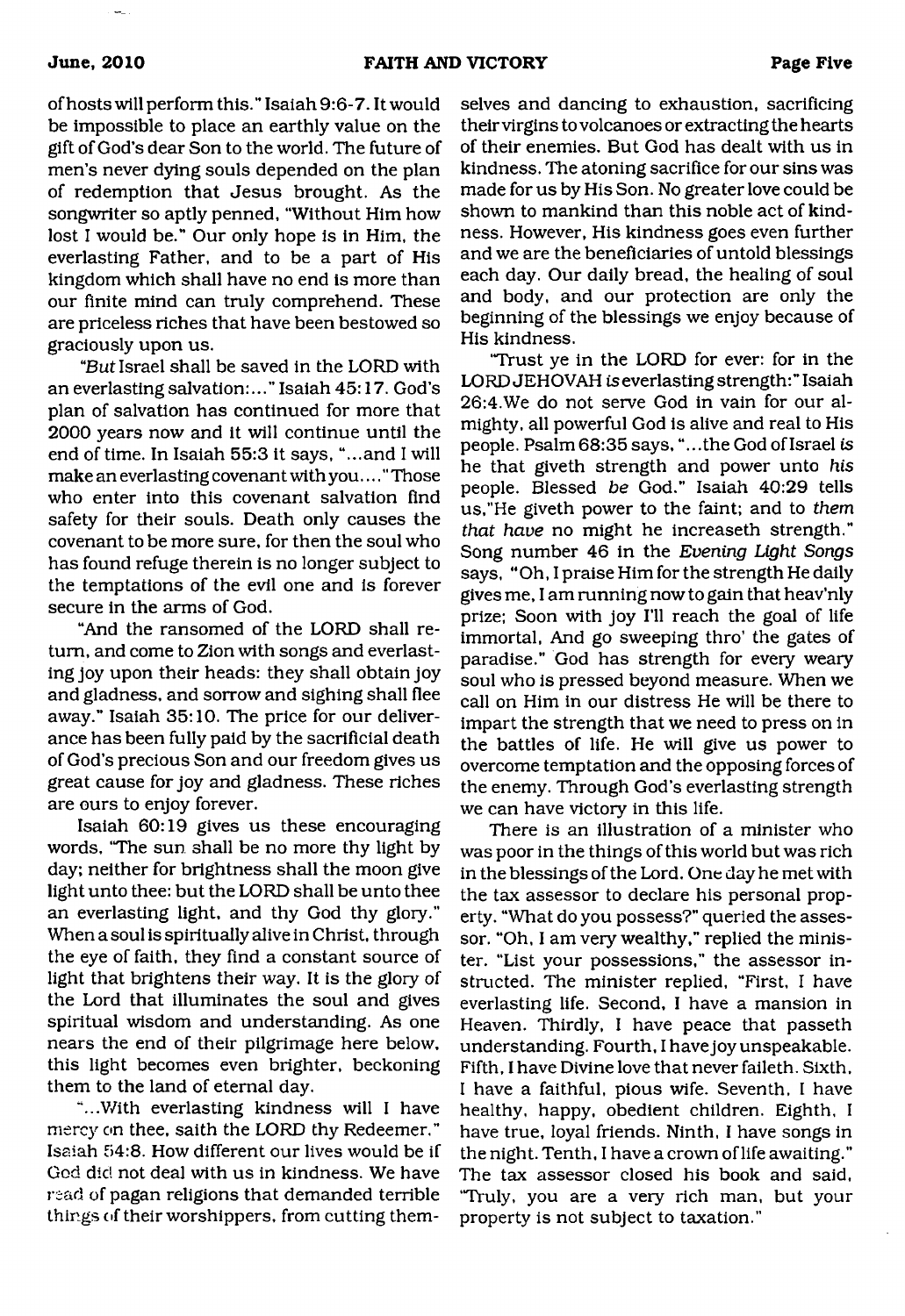of hosts will perform this." Isaiah 9:6-7. It would be impossible to place an earthly value on the gift of God's dear Son to the world. The future of men's never dying souls depended on the plan of redemption that Jesus brought. As the songwriter so aptly penned, "Without Him how lost I would be." Our only hope is in Him, the everlasting Father, and to be a part of His kingdom which shall have no end is more than our finite mind can truly comprehend. These are priceless riches that have been bestowed so graciously upon us.

"*But* Israel shall be saved in the LORD with an everlasting salvation:..." Isaiah 45:17. God's plan of salvation has continued for more that 2000 years now and it will continue until the end of time. In Isaiah 55:3 it says, "...and I will make an everlasting covenant with you...." Those who enter into this covenant salvation find safety for their souls. Death only causes the covenant to be more sure, for then the soul who has found refuge therein is no longer subject to the temptations of the evil one and is forever secure in the arms of God.

"And the ransomed of the LORD shall return, and come to Zion with songs and everlasting joy upon their heads: they shall obtain joy and gladness, and sorrow and sighing shall flee away." Isaiah 35:10. The price for our deliverance has been fully paid by the sacrificial death of God's precious Son and our freedom gives us great cause for joy and gladness. These riches are ours to enjoy forever.

Isaiah 60:19 gives us these encouraging words, "The sun shall be no more thy light by day; neither for brightness shall the moon give light unto thee: but the LORD shall be unto thee an everlasting light, and thy God thy glory." When a soul is spiritually alive in Christ, through the eye of faith, they find a constant source of light that brightens their way. It is the glory of the Lord that illuminates the soul and gives spiritual wisdom and understanding. As one nears the end of their pilgrimage here below, this light becomes even brighter, beckoning them to the land of eternal day.

"...With everlasting kindness will I have mercy on thee, saith the LORD thy Redeemer." Isaiah 54:8. How different our lives would be if God did not deal with us in kindness. We have read of pagan religions that demanded terrible things of their worshippers, from cutting themselves and dancing to exhaustion, sacrificing their virgins to volcanoes or extracting the hearts of their enemies. But God has dealt with us in kindness. The atoning sacrifice for our sins was made for us by His Son. No greater love could be shown to mankind than this noble act of kindness. However, His kindness goes even further and we are the beneficiaries of untold blessings each day. Our daily bread, the healing of soul and body, and our protection are only the beginning of the blessings we enjoy because of His kindness.

"Trust ye in the LORD for ever: for in the LORD JEHOVAH *is* everlasting strength:" Isaiah 26:4. We do not serve God in vain for our almighty, all powerful God is alive and real to His people. Psalm 68:35 says, "...the God of Israel *is* he that giveth strength and power unto *his* people. Blessed *be* God." Isaiah 40:29 tells us, "He giveth power to the faint; and to *them that have* no might he increaseth strength." Song number 46 in the *Evening Light Songs* says, "Oh, I praise Him for the strength He daily gives me, I am running now to gain that heav'nly prize; Soon with joy I'll reach the goal of life immortal, And go sweeping thro' the gates of paradise." God has strength for every weary soul who is pressed beyond measure. When we call on Him in our distress He will be there to impart the strength that we need to press on in the battles of life. He will give us power to overcome temptation and the opposing forces of the enemy. Through God's everlasting strength we can have victory in this life.

There is an illustration of a minister who was poor in the things of this world but was rich in the blessings of the Lord. One day he met with the tax assessor to declare his personal property. "What do you possess?" queried the assessor. "Oh, I am very wealthy," replied the minister. "List your possessions," the assessor instructed. The minister replied, "First, I have everlasting life. Second, I have a mansion in Heaven. Thirdly, I have peace that passeth understanding. Fourth, I have joy unspeakable. Fifth, I have Divine love that never faileth. Sixth, I have a faithful, pious wife. Seventh, I have healthy, happy, obedient children. Eighth, I have true, loyal friends. Ninth, I have songs in the night. Tenth, I have a crown of life awaiting." The tax assessor closed his book and said, "Truly, you are a very rich man, but your property is not subject to taxation."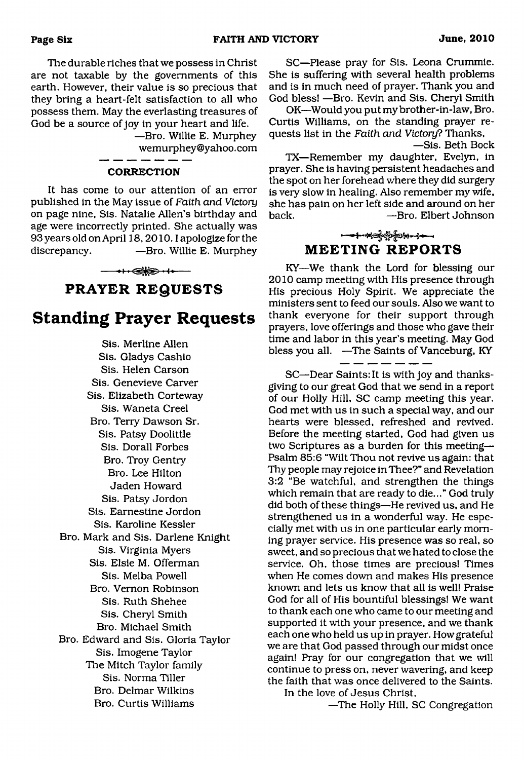The durable riches that we possess in Christ are not taxable by the governments of this earth. However, their value is so precious that they bring a heart-felt satisfaction to all who possess them. May the everlasting treasures of God be a source of joy in your heart and life.

—Bro. Willie E. Murphey
wemurphey@yahoo.com

---

### CORRECTION

It has come to our attention of an error published in the May issue of *Faith and Victory* on page nine, Sis. Natalie Allen's birthday and age were incorrectly printed. She actually was 93 years old on April 18, 2010. I apologize for the discrepancy. —Bro. Willie E. Murphey

## PRAYER REQUESTS

## Standing Prayer Requests

Sis. Merline Allen
Sis. Gladys Cashio
Sis. Helen Carson
Sis. Genevieve Carver
Sis. Elizabeth Corteway
Sis. Waneta Creel
Bro. Terry Dawson Sr.
Sis. Patsy Doolittle
Sis. Dorall Forbes
Bro. Troy Gentry
Bro. Lee Hilton
Jaden Howard
Sis. Patsy Jordon
Sis. Earnestine Jordon
Sis. Karoline Kessler
Bro. Mark and Sis. Darlene Knight
Sis. Virginia Myers
Sis. Elsie M. Offerman
Sis. Melba Powell
Bro. Vernon Robinson
Sis. Ruth Shehee
Sis. Cheryl Smith
Bro. Michael Smith
Bro. Edward and Sis. Gloria Taylor
Sis. Imogene Taylor
The Mitch Taylor family
Sis. Norma Tiller
Bro. Delmar Wilkins
Bro. Curtis Williams

SC—Please pray for Sis. Leona Crummie. She is suffering with several health problems and is in much need of prayer. Thank you and God bless! —Bro. Kevin and Sis. Cheryl Smith

OK—Would you put my brother-in-law, Bro. Curtis Williams, on the standing prayer requests list in the *Faith and Victory*? Thanks,

—Sis. Beth Bock

TX—Remember my daughter, Evelyn, in prayer. She is having persistent headaches and the spot on her forehead where they did surgery is very slow in healing. Also remember my wife, she has pain on her left side and around on her back. —Bro. Elbert Johnson

## MEETING REPORTS

KY—We thank the Lord for blessing our 2010 camp meeting with His presence through His precious Holy Spirit. We appreciate the ministers sent to feed our souls. Also we want to thank everyone for their support through prayers, love offerings and those who gave their time and labor in this year's meeting. May God bless you all. —The Saints of Vanceburg, KY

---

SC—Dear Saints: It is with joy and thanksgiving to our great God that we send in a report of our Holly Hill, SC camp meeting this year. God met with us in such a special way, and our hearts were blessed, refreshed and revived. Before the meeting started, God had given us two Scriptures as a burden for this meeting—Psalm 85:6 "Wilt Thou not revive us again: that Thy people may rejoice in Thee?" and Revelation 3:2 "Be watchful, and strengthen the things which remain that are ready to die..." God truly did both of these things—He revived us, and He strengthened us in a wonderful way. He especially met with us in one particular early morning prayer service. His presence was so real, so sweet, and so precious that we hated to close the service. Oh, those times are precious! Times when He comes down and makes His presence known and lets us know that all is well! Praise God for all of His bountiful blessings! We want to thank each one who came to our meeting and supported it with your presence, and we thank each one who held us up in prayer. How grateful we are that God passed through our midst once again! Pray for our congregation that we will continue to press on, never wavering, and keep the faith that was once delivered to the Saints.

In the love of Jesus Christ,

—The Holly Hill, SC Congregation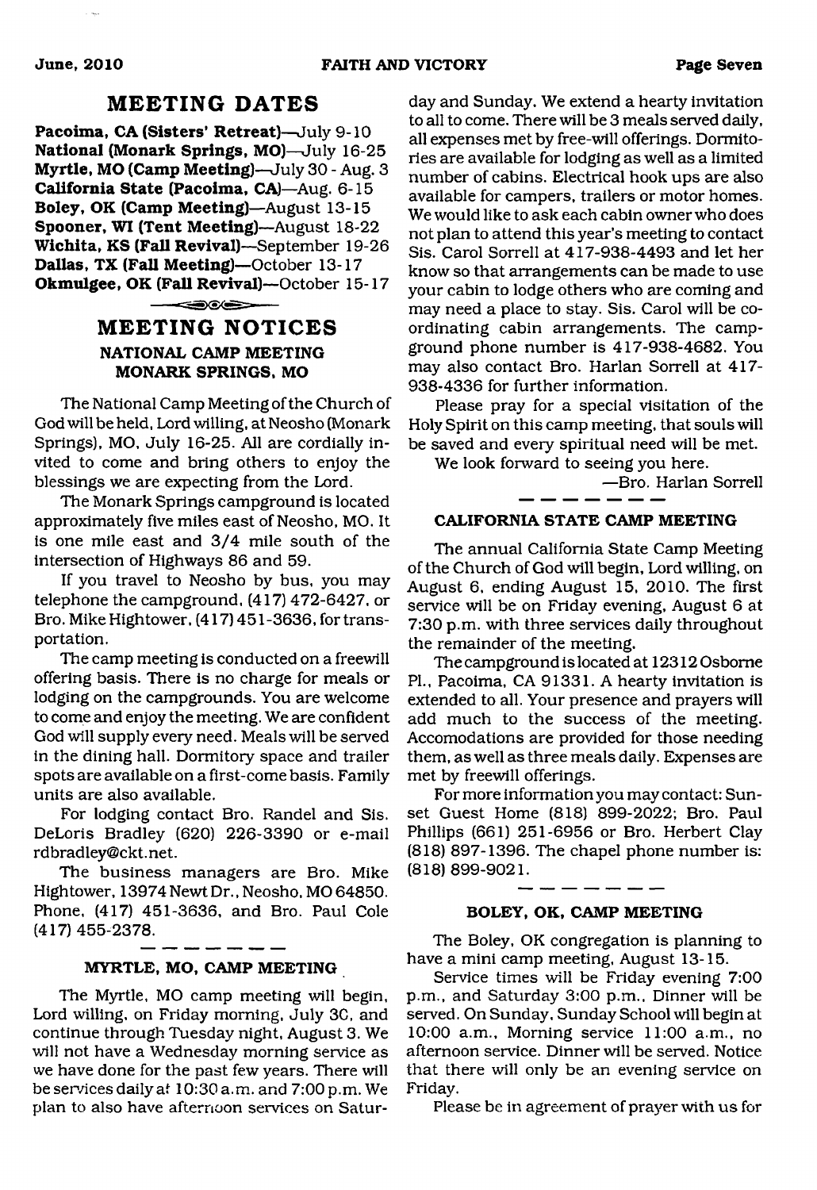## MEETING DATES

**Pacoima, CA (Sisters' Retreat)**—July 9-10
**National (Monark Springs, MO)**—July 16-25
**Myrtle, MO (Camp Meeting)**—July 30 - Aug. 3
**California State (Pacoima, CA)**—Aug. 6-15
**Boley, OK (Camp Meeting)**—August 13-15
**Spooner, WI (Tent Meeting)**—August 18-22
**Wichita, KS (Fall Revival)**—September 19-26
**Dallas, TX (Fall Meeting)**—October 13-17
**Okmulgee, OK (Fall Revival)**—October 15-17

## MEETING NOTICES

### NATIONAL CAMP MEETING MONARK SPRINGS, MO

The National Camp Meeting of the Church of God will be held, Lord willing, at Neosho (Monark Springs), MO, July 16-25. All are cordially invited to come and bring others to enjoy the blessings we are expecting from the Lord.

The Monark Springs campground is located approximately five miles east of Neosho, MO. It is one mile east and 3/4 mile south of the intersection of Highways 86 and 59.

If you travel to Neosho by bus, you may telephone the campground, (417) 472-6427, or Bro. Mike Hightower, (417) 451-3636, for transportation.

The camp meeting is conducted on a freewill offering basis. There is no charge for meals or lodging on the campgrounds. You are welcome to come and enjoy the meeting. We are confident God will supply every need. Meals will be served in the dining hall. Dormitory space and trailer spots are available on a first-come basis. Family units are also available.

For lodging contact Bro. Randel and Sis. DeLoris Bradley (620) 226-3390 or e-mail rdbradley@ckt.net.

The business managers are Bro. Mike Hightower, 13974 Newt Dr., Neosho, MO 64850. Phone, (417) 451-3636, and Bro. Paul Cole (417) 455-2378.

### MYRTLE, MO, CAMP MEETING

The Myrtle, MO camp meeting will begin, Lord willing, on Friday morning, July 30, and continue through Tuesday night, August 3. We will not have a Wednesday morning service as we have done for the past few years. There will be services daily at 10:30 a.m. and 7:00 p.m. We plan to also have afternoon services on Saturday and Sunday. We extend a hearty invitation to all to come. There will be 3 meals served daily, all expenses met by free-will offerings. Dormitories are available for lodging as well as a limited number of cabins. Electrical hook ups are also available for campers, trailers or motor homes. We would like to ask each cabin owner who does not plan to attend this year's meeting to contact Sis. Carol Sorrell at 417-938-4493 and let her know so that arrangements can be made to use your cabin to lodge others who are coming and may need a place to stay. Sis. Carol will be coordinating cabin arrangements. The campground phone number is 417-938-4682. You may also contact Bro. Harlan Sorrell at 417-938-4336 for further information.

Please pray for a special visitation of the Holy Spirit on this camp meeting, that souls will be saved and every spiritual need will be met.

We look forward to seeing you here.

—Bro. Harlan Sorrell

### CALIFORNIA STATE CAMP MEETING

The annual California State Camp Meeting of the Church of God will begin, Lord willing, on August 6, ending August 15, 2010. The first service will be on Friday evening, August 6 at 7:30 p.m. with three services daily throughout the remainder of the meeting.

The campground is located at 12312 Osborne Pl., Pacoima, CA 91331. A hearty invitation is extended to all. Your presence and prayers will add much to the success of the meeting. Accomodations are provided for those needing them, as well as three meals daily. Expenses are met by freewill offerings.

For more information you may contact: Sunset Guest Home (818) 899-2022; Bro. Paul Phillips (661) 251-6956 or Bro. Herbert Clay (818) 897-1396. The chapel phone number is: (818) 899-9021.

### BOLEY, OK, CAMP MEETING

The Boley, OK congregation is planning to have a mini camp meeting, August 13-15.

Service times will be Friday evening 7:00 p.m., and Saturday 3:00 p.m., Dinner will be served. On Sunday, Sunday School will begin at 10:00 a.m., Morning service 11:00 a.m., no afternoon service. Dinner will be served. Notice that there will only be an evening service on Friday.

Please be in agreement of prayer with us for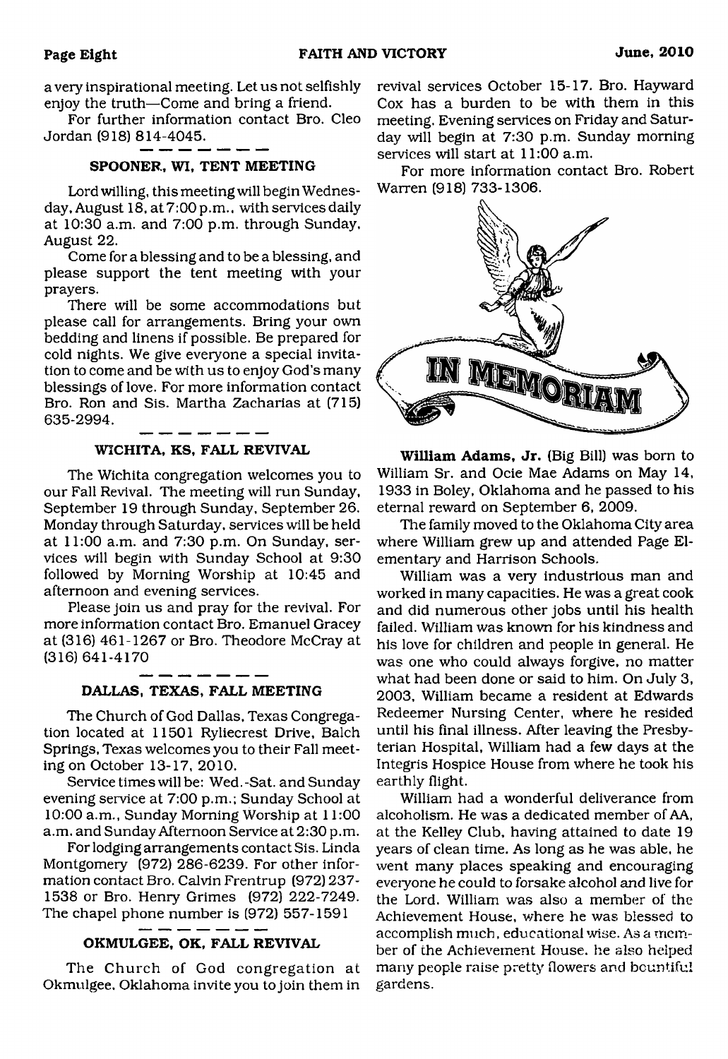a very inspirational meeting. Let us not selfishly enjoy the truth—Come and bring a friend.

For further information contact Bro. Cleo Jordan (918) 814-4045.

### SPOONER, WI, TENT MEETING

Lord willing, this meeting will begin Wednesday, August 18, at 7:00 p.m., with services daily at 10:30 a.m. and 7:00 p.m. through Sunday, August 22.

Come for a blessing and to be a blessing, and please support the tent meeting with your prayers.

There will be some accommodations but please call for arrangements. Bring your own bedding and linens if possible. Be prepared for cold nights. We give everyone a special invitation to come and be with us to enjoy God's many blessings of love. For more information contact Bro. Ron and Sis. Martha Zacharias at (715) 635-2994.

### WICHITA, KS, FALL REVIVAL

The Wichita congregation welcomes you to our Fall Revival. The meeting will run Sunday, September 19 through Sunday, September 26. Monday through Saturday, services will be held at 11:00 a.m. and 7:30 p.m. On Sunday, services will begin with Sunday School at 9:30 followed by Morning Worship at 10:45 and afternoon and evening services.

Please join us and pray for the revival. For more information contact Bro. Emanuel Gracey at (316) 461-1267 or Bro. Theodore McCray at (316) 641-4170

### DALLAS, TEXAS, FALL MEETING

The Church of God Dallas, Texas Congregation located at 11501 Ryliecrest Drive, Balch Springs, Texas welcomes you to their Fall meeting on October 13-17, 2010.

Service times will be: Wed.-Sat. and Sunday evening service at 7:00 p.m.; Sunday School at 10:00 a.m., Sunday Morning Worship at 11:00 a.m. and Sunday Afternoon Service at 2:30 p.m.

For lodging arrangements contact Sis. Linda Montgomery (972) 286-6239. For other information contact Bro. Calvin Frentrup (972) 237-1538 or Bro. Henry Grimes (972) 222-7249. The chapel phone number is (972) 557-1591

### OKMULGEE, OK, FALL REVIVAL

The Church of God congregation at Okmulgee, Oklahoma invite you to join them in revival services October 15-17. Bro. Hayward Cox has a burden to be with them in this meeting. Evening services on Friday and Saturday will begin at 7:30 p.m. Sunday morning services will start at 11:00 a.m.

For more information contact Bro. Robert Warren (918) 733-1306.

## IN MEMORIAM

**William Adams, Jr.** (Big Bill) was born to William Sr. and Ocie Mae Adams on May 14, 1933 in Boley, Oklahoma and he passed to his eternal reward on September 6, 2009.

The family moved to the Oklahoma City area where William grew up and attended Page Elementary and Harrison Schools.

William was a very industrious man and worked in many capacities. He was a great cook and did numerous other jobs until his health failed. William was known for his kindness and his love for children and people in general. He was one who could always forgive, no matter what had been done or said to him. On July 3, 2003, William became a resident at Edwards Redeemer Nursing Center, where he resided until his final illness. After leaving the Presbyterian Hospital, William had a few days at the Integris Hospice House from where he took his earthly flight.

William had a wonderful deliverance from alcoholism. He was a dedicated member of AA, at the Kelley Club, having attained to date 19 years of clean time. As long as he was able, he went many places speaking and encouraging everyone he could to forsake alcohol and live for the Lord. William was also a member of the Achievement House, where he was blessed to accomplish much, educational wise. As a member of the Achievement House, he also helped many people raise pretty flowers and bountiful gardens.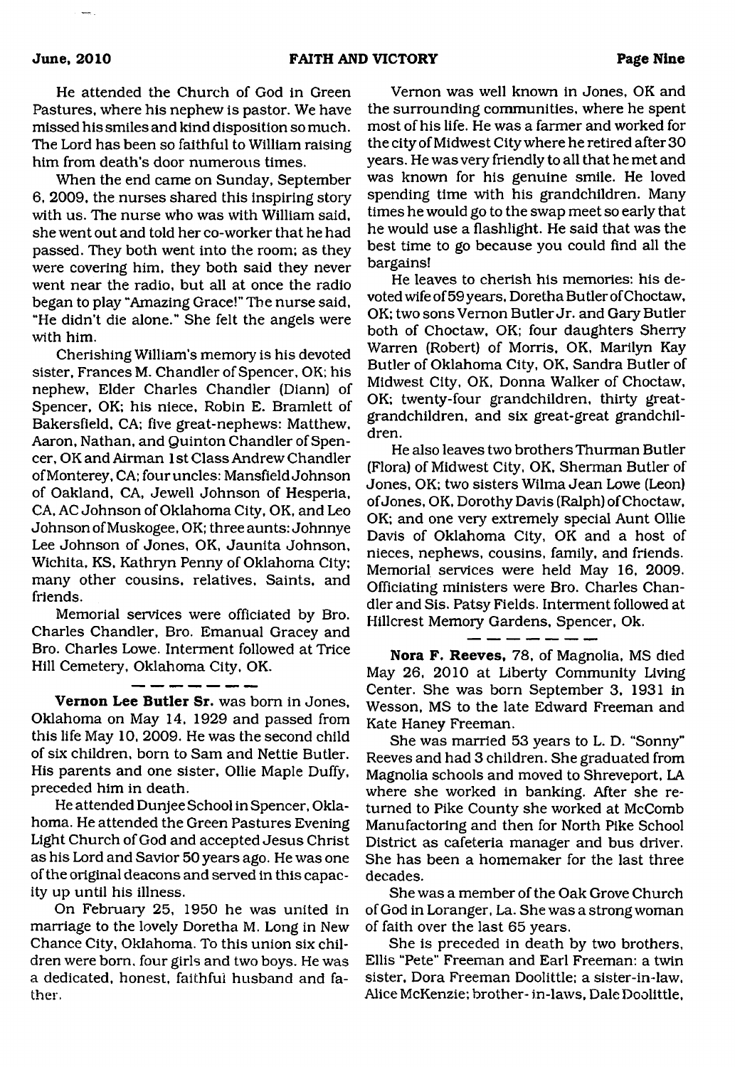He attended the Church of God in Green Pastures, where his nephew is pastor. We have missed his smiles and kind disposition so much. The Lord has been so faithful to William raising him from death's door numerous times.

When the end came on Sunday, September 6, 2009, the nurses shared this inspiring story with us. The nurse who was with William said, she went out and told her co-worker that he had passed. They both went into the room; as they were covering him, they both said they never went near the radio, but all at once the radio began to play "Amazing Grace!" The nurse said, "He didn't die alone." She felt the angels were with him.

Cherishing William's memory is his devoted sister, Frances M. Chandler of Spencer, OK; his nephew, Elder Charles Chandler (Diann) of Spencer, OK; his niece, Robin E. Bramlett of Bakersfield, CA; five great-nephews: Matthew, Aaron, Nathan, and Quinton Chandler of Spencer, OK and Airman 1st Class Andrew Chandler of Monterey, CA; four uncles: Mansfield Johnson of Oakland, CA, Jewell Johnson of Hesperia, CA, AC Johnson of Oklahoma City, OK, and Leo Johnson of Muskogee, OK; three aunts: Johnnye Lee Johnson of Jones, OK, Jaunita Johnson, Wichita, KS, Kathryn Penny of Oklahoma City; many other cousins, relatives, Saints, and friends.

Memorial services were officiated by Bro. Charles Chandler, Bro. Emanual Gracey and Bro. Charles Lowe. Interment followed at Trice Hill Cemetery, Oklahoma City, OK.

---

**Vernon Lee Butler Sr.** was born in Jones, Oklahoma on May 14, 1929 and passed from this life May 10, 2009. He was the second child of six children, born to Sam and Nettie Butler. His parents and one sister, Ollie Maple Duffy, preceded him in death.

He attended Dunjee School in Spencer, Oklahoma. He attended the Green Pastures Evening Light Church of God and accepted Jesus Christ as his Lord and Savior 50 years ago. He was one of the original deacons and served in this capacity up until his illness.

On February 25, 1950 he was united in marriage to the lovely Doretha M. Long in New Chance City, Oklahoma. To this union six children were born, four girls and two boys. He was a dedicated, honest, faithful husband and father.

Vernon was well known in Jones, OK and the surrounding communities, where he spent most of his life. He was a farmer and worked for the city of Midwest City where he retired after 30 years. He was very friendly to all that he met and was known for his genuine smile. He loved spending time with his grandchildren. Many times he would go to the swap meet so early that he would use a flashlight. He said that was the best time to go because you could find all the bargains!

He leaves to cherish his memories: his devoted wife of 59 years, Doretha Butler of Choctaw, OK; two sons Vernon Butler Jr. and Gary Butler both of Choctaw, OK; four daughters Sherry Warren (Robert) of Morris, OK, Marilyn Kay Butler of Oklahoma City, OK, Sandra Butler of Midwest City, OK, Donna Walker of Choctaw, OK; twenty-four grandchildren, thirty great-grandchildren, and six great-great grandchildren.

He also leaves two brothers Thurman Butler (Flora) of Midwest City, OK, Sherman Butler of Jones, OK; two sisters Wilma Jean Lowe (Leon) of Jones, OK, Dorothy Davis (Ralph) of Choctaw, OK; and one very extremely special Aunt Ollie Davis of Oklahoma City, OK and a host of nieces, nephews, cousins, family, and friends. Memorial services were held May 16, 2009. Officiating ministers were Bro. Charles Chandler and Sis. Patsy Fields. Interment followed at Hillcrest Memory Gardens, Spencer, Ok.

---

**Nora F. Reeves,** 78, of Magnolia, MS died May 26, 2010 at Liberty Community Living Center. She was born September 3, 1931 in Wesson, MS to the late Edward Freeman and Kate Haney Freeman.

She was married 53 years to L. D. "Sonny" Reeves and had 3 children. She graduated from Magnolia schools and moved to Shreveport, LA where she worked in banking. After she returned to Pike County she worked at McComb Manufactoring and then for North Pike School District as cafeteria manager and bus driver. She has been a homemaker for the last three decades.

She was a member of the Oak Grove Church of God in Loranger, La. She was a strong woman of faith over the last 65 years.

She is preceded in death by two brothers, Ellis "Pete" Freeman and Earl Freeman: a twin sister, Dora Freeman Doolittle; a sister-in-law, Alice McKenzie; brother-in-laws, Dale Doolittle,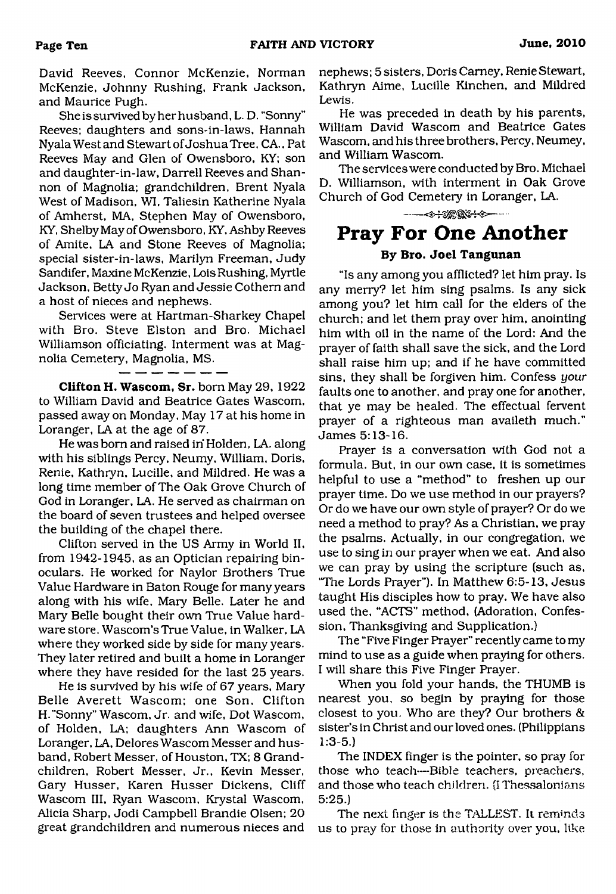David Reeves, Connor McKenzie, Norman McKenzie, Johnny Rushing, Frank Jackson, and Maurice Pugh.

She is survived by her husband, L. D. "Sonny" Reeves; daughters and sons-in-laws, Hannah Nyala West and Stewart of Joshua Tree, CA., Pat Reeves May and Glen of Owensboro, KY; son and daughter-in-law, Darrell Reeves and Shannon of Magnolia; grandchildren, Brent Nyala West of Madison, WI, Taliesin Katherine Nyala of Amherst, MA, Stephen May of Owensboro, KY, Shelby May of Owensboro, KY, Ashby Reeves of Amite, LA and Stone Reeves of Magnolia; special sister-in-laws, Marilyn Freeman, Judy Sandifer, Maxine McKenzie, Lois Rushing, Myrtle Jackson, Betty Jo Ryan and Jessie Cothern and a host of nieces and nephews.

Services were at Hartman-Sharkey Chapel with Bro. Steve Elston and Bro. Michael Williamson officiating. Interment was at Magnolia Cemetery, Magnolia, MS.

---

**Clifton H. Wascom, Sr.** born May 29, 1922 to William David and Beatrice Gates Wascom, passed away on Monday, May 17 at his home in Loranger, LA at the age of 87.

He was born and raised in Holden, LA. along with his siblings Percy, Neumy, William, Doris, Renie, Kathryn, Lucille, and Mildred. He was a long time member of The Oak Grove Church of God in Loranger, LA. He served as chairman on the board of seven trustees and helped oversee the building of the chapel there.

Clifton served in the US Army in World II, from 1942-1945, as an Optician repairing binoculars. He worked for Naylor Brothers True Value Hardware in Baton Rouge for many years along with his wife, Mary Belle. Later he and Mary Belle bought their own True Value hardware store, Wascom's True Value, in Walker, LA where they worked side by side for many years. They later retired and built a home in Loranger where they have resided for the last 25 years.

He is survived by his wife of 67 years, Mary Belle Averett Wascom; one Son, Clifton H."Sonny" Wascom, Jr. and wife, Dot Wascom, of Holden, LA; daughters Ann Wascom of Loranger, LA, Delores Wascom Messer and husband, Robert Messer, of Houston, TX; 8 Grandchildren, Robert Messer, Jr., Kevin Messer, Gary Husser, Karen Husser Dickens, Cliff Wascom III, Ryan Wascom, Krystal Wascom, Alicia Sharp, Jodi Campbell Brandie Olsen; 20 great grandchildren and numerous nieces and nephews; 5 sisters, Doris Carney, Renie Stewart, Kathryn Aime, Lucille Kinchen, and Mildred Lewis.

He was preceded in death by his parents, William David Wascom and Beatrice Gates Wascom, and his three brothers, Percy, Neumey, and William Wascom.

The services were conducted by Bro. Michael D. Williamson, with interment in Oak Grove Church of God Cemetery in Loranger, LA.

# Pray For One Another

**By Bro. Joel Tangunan**

"Is any among you afflicted? let him pray. Is any merry? let him sing psalms. Is any sick among you? let him call for the elders of the church; and let them pray over him, anointing him with oil in the name of the Lord: And the prayer of faith shall save the sick, and the Lord shall raise him up; and if he have committed sins, they shall be forgiven him. Confess *your* faults one to another, and pray one for another, that ye may be healed. The effectual fervent prayer of a righteous man availeth much." James 5:13-16.

Prayer is a conversation with God not a formula. But, in our own case, it is sometimes helpful to use a "method" to freshen up our prayer time. Do we use method in our prayers? Or do we have our own style of prayer? Or do we need a method to pray? As a Christian, we pray the psalms. Actually, in our congregation, we use to sing in our prayer when we eat. And also we can pray by using the scripture (such as, "The Lords Prayer"). In Matthew 6:5-13, Jesus taught His disciples how to pray. We have also used the, "ACTS" method, (Adoration, Confession, Thanksgiving and Supplication.)

The "Five Finger Prayer" recently came to my mind to use as a guide when praying for others. I will share this Five Finger Prayer.

When you fold your hands, the THUMB is nearest you, so begin by praying for those closest to you. Who are they? Our brothers & sister's in Christ and our loved ones. (Philippians 1:3-5.)

The INDEX finger is the pointer, so pray for those who teach---Bible teachers, preachers, and those who teach children. (I Thessalonians 5:25.)

The next finger is the TALLEST. It reminds us to pray for those in authority over you, like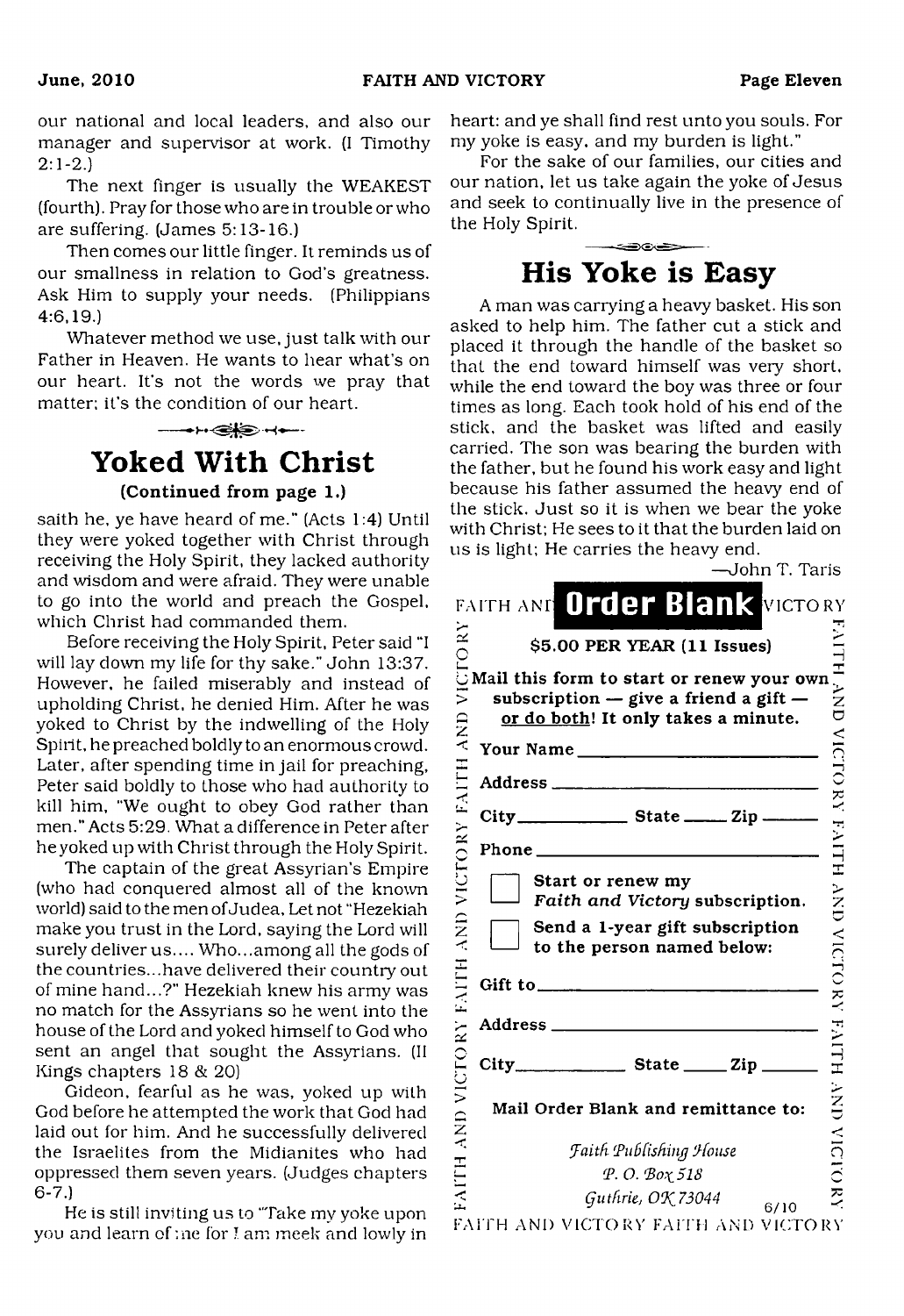our national and local leaders, and also our manager and supervisor at work. (I Timothy 2:1-2.)

The next finger is usually the WEAKEST (fourth). Pray for those who are in trouble or who are suffering. (James 5:13-16.)

Then comes our little finger. It reminds us of our smallness in relation to God's greatness. Ask Him to supply your needs. (Philippians 4:6,19.)

Whatever method we use, just talk with our Father in Heaven. He wants to hear what's on our heart. It's not the words we pray that matter; it's the condition of our heart.

## Yoked With Christ

**(Continued from page 1.)**

saith he, ye have heard of me." (Acts 1:4) Until they were yoked together with Christ through receiving the Holy Spirit, they lacked authority and wisdom and were afraid. They were unable to go into the world and preach the Gospel, which Christ had commanded them.

Before receiving the Holy Spirit, Peter said "I will lay down my life for thy sake." John 13:37. However, he failed miserably and instead of upholding Christ, he denied Him. After he was yoked to Christ by the indwelling of the Holy Spirit, he preached boldly to an enormous crowd. Later, after spending time in jail for preaching, Peter said boldly to those who had authority to kill him, "We ought to obey God rather than men." Acts 5:29. What a difference in Peter after he yoked up with Christ through the Holy Spirit.

The captain of the great Assyrian's Empire (who had conquered almost all of the known world) said to the men of Judea, Let not "Hezekiah make you trust in the Lord, saying the Lord will surely deliver us.... Who...among all the gods of the countries...have delivered their country out of mine hand...?" Hezekiah knew his army was no match for the Assyrians so he went into the house of the Lord and yoked himself to God who sent an angel that sought the Assyrians. (II Kings chapters 18 & 20)

Gideon, fearful as he was, yoked up with God before he attempted the work that God had laid out for him. And he successfully delivered the Israelites from the Midianites who had oppressed them seven years. (Judges chapters 6-7.)

He is still inviting us to "Take my yoke upon you and learn of me for I am meek and lowly in heart: and ye shall find rest unto you souls. For my yoke is easy, and my burden is light."

For the sake of our families, our cities and our nation, let us take again the yoke of Jesus and seek to continually live in the presence of the Holy Spirit.

## His Yoke is Easy

A man was carrying a heavy basket. His son asked to help him. The father cut a stick and placed it through the handle of the basket so that the end toward himself was very short, while the end toward the boy was three or four times as long. Each took hold of his end of the stick, and the basket was lifted and easily carried. The son was bearing the burden with the father, but he found his work easy and light because his father assumed the heavy end of the stick. Just so it is when we bear the yoke with Christ; He sees to it that the burden laid on us is light; He carries the heavy end.

—John T. Taris

## Order Blank

**$5.00 PER YEAR (11 Issues)**

**Mail this form to start or renew your own subscription — give a friend a gift — or do both! It only takes a minute.**

**Your Name** ____________________

**Address** ____________________

**City** __________ **State** _____ **Zip** _____

**Phone** ____________________

☐ **Start or renew my *Faith and Victory* subscription.**

☐ **Send a 1-year gift subscription to the person named below:**

**Gift to** ____________________

**Address** ____________________

**City** __________ **State** _____ **Zip** _____

**Mail Order Blank and remittance to:**

*Faith Publishing House*
*P. O. Box 518*
*Guthrie, OK 73044*

6/10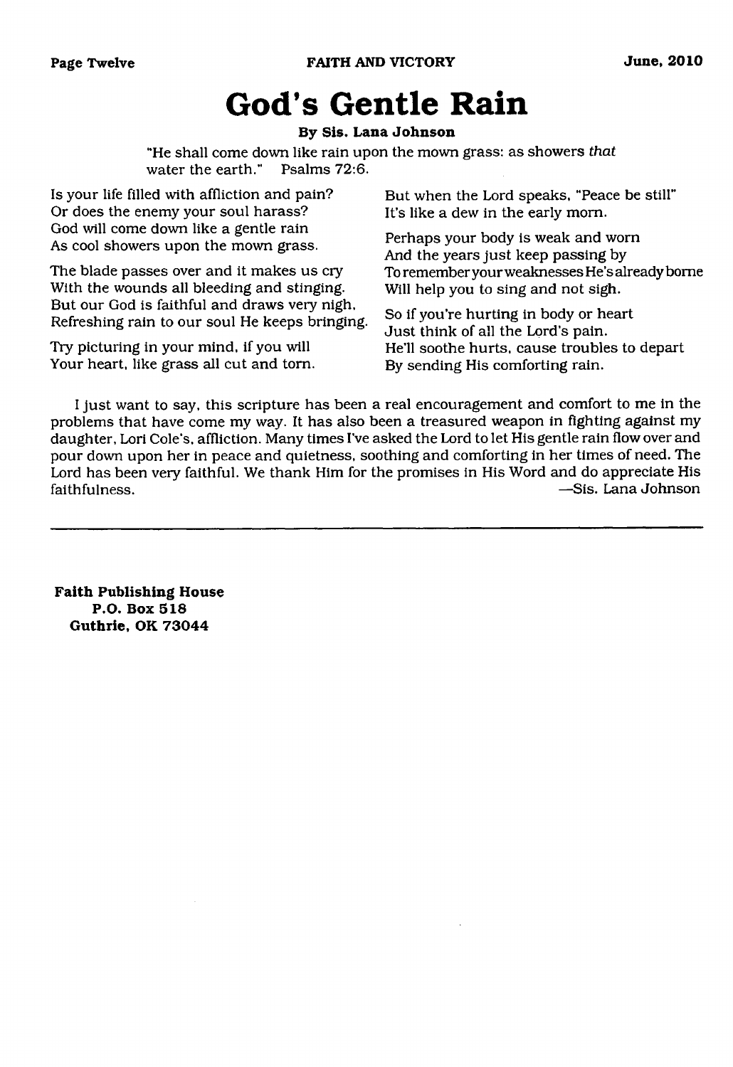# God's Gentle Rain

**By Sis. Lana Johnson**

"He shall come down like rain upon the mown grass: as showers *that* water the earth." Psalms 72:6.

Is your life filled with affliction and pain?  
Or does the enemy your soul harass?  
God will come down like a gentle rain  
As cool showers upon the mown grass.

The blade passes over and it makes us cry  
With the wounds all bleeding and stinging.  
But our God is faithful and draws very nigh,  
Refreshing rain to our soul He keeps bringing.

Try picturing in your mind, if you will  
Your heart, like grass all cut and torn.  
But when the Lord speaks, "Peace be still"  
It's like a dew in the early morn.

Perhaps your body is weak and worn  
And the years just keep passing by  
To remember your weaknesses He's already borne  
Will help you to sing and not sigh.

So if you're hurting in body or heart  
Just think of all the Lord's pain.  
He'll soothe hurts, cause troubles to depart  
By sending His comforting rain.

I just want to say, this scripture has been a real encouragement and comfort to me in the problems that have come my way. It has also been a treasured weapon in fighting against my daughter, Lori Cole's, affliction. Many times I've asked the Lord to let His gentle rain flow over and pour down upon her in peace and quietness, soothing and comforting in her times of need. The Lord has been very faithful. We thank Him for the promises in His Word and do appreciate His faithfulness.

—Sis. Lana Johnson

---

**Faith Publishing House**  
**P.O. Box 518**  
**Guthrie, OK 73044**